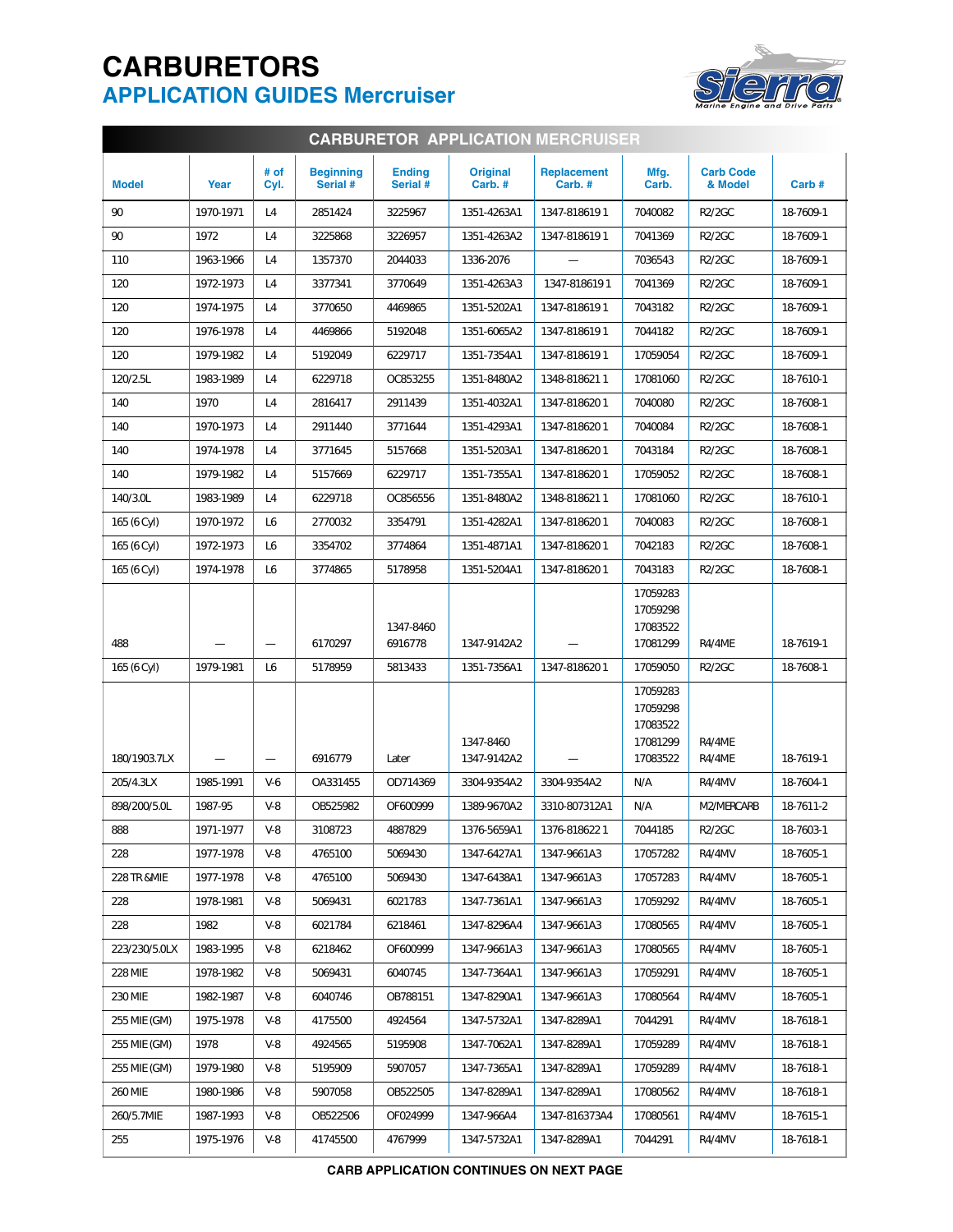# CARBURETORS

## APPLICATION GUIDES Mercruiser

### CARBURETOR APPLICATION MERCRUISER

| Model | Year | # of Cyl. | Beginning Serial # | Ending Serial # | Original Carb. # | Replacement Carb. # | Mfg. Carb. | Carb Code & Model | Carb # |
|---|---|---|---|---|---|---|---|---|---|
| 90 | 1970-1971 | L4 | 2851424 | 3225967 | 1351-4263A1 | 1347-818619 1 | 7040082 | R2/2GC | 18-7609-1 |
| 90 | 1972 | L4 | 3225868 | 3226957 | 1351-4263A2 | 1347-818619 1 | 7041369 | R2/2GC | 18-7609-1 |
| 110 | 1963-1966 | L4 | 1357370 | 2044033 | 1336-2076 | — | 7036543 | R2/2GC | 18-7609-1 |
| 120 | 1972-1973 | L4 | 3377341 | 3770649 | 1351-4263A3 | 1347-818619 1 | 7041369 | R2/2GC | 18-7609-1 |
| 120 | 1974-1975 | L4 | 3770650 | 4469865 | 1351-5202A1 | 1347-818619 1 | 7043182 | R2/2GC | 18-7609-1 |
| 120 | 1976-1978 | L4 | 4469866 | 5192048 | 1351-6065A2 | 1347-818619 1 | 7044182 | R2/2GC | 18-7609-1 |
| 120 | 1979-1982 | L4 | 5192049 | 6229717 | 1351-7354A1 | 1347-818619 1 | 17059054 | R2/2GC | 18-7609-1 |
| 120/2.5L | 1983-1989 | L4 | 6229718 | OC853255 | 1351-8480A2 | 1348-818621 1 | 17081060 | R2/2GC | 18-7610-1 |
| 140 | 1970 | L4 | 2816417 | 2911439 | 1351-4032A1 | 1347-818620 1 | 7040080 | R2/2GC | 18-7608-1 |
| 140 | 1970-1973 | L4 | 2911440 | 3771644 | 1351-4293A1 | 1347-818620 1 | 7040084 | R2/2GC | 18-7608-1 |
| 140 | 1974-1978 | L4 | 3771645 | 5157668 | 1351-5203A1 | 1347-818620 1 | 7043184 | R2/2GC | 18-7608-1 |
| 140 | 1979-1982 | L4 | 5157669 | 6229717 | 1351-7355A1 | 1347-818620 1 | 17059052 | R2/2GC | 18-7608-1 |
| 140/3.0L | 1983-1989 | L4 | 6229718 | OC856556 | 1351-8480A2 | 1348-818621 1 | 17081060 | R2/2GC | 18-7610-1 |
| 165 (6 Cyl) | 1970-1972 | L6 | 2770032 | 3354791 | 1351-4282A1 | 1347-818620 1 | 7040083 | R2/2GC | 18-7608-1 |
| 165 (6 Cyl) | 1972-1973 | L6 | 3354702 | 3774864 | 1351-4871A1 | 1347-818620 1 | 7042183 | R2/2GC | 18-7608-1 |
| 165 (6 Cyl) | 1974-1978 | L6 | 3774865 | 5178958 | 1351-5204A1 | 1347-818620 1 | 7043183 | R2/2GC | 18-7608-1 |
| 488 | — | — | 6170297 | 1347-8460 6916778 | 1347-9142A2 | — | 17059283 17059298 17083522 17081299 | R4/4ME | 18-7619-1 |
| 165 (6 Cyl) | 1979-1981 | L6 | 5178959 | 5813433 | 1351-7356A1 | 1347-818620 1 | 17059050 | R2/2GC | 18-7608-1 |
| 180/1903.7LX | — | — | 6916779 | Later | 1347-8460 1347-9142A2 | — | 17059283 17059298 17083522 17081299 17083522 | R4/4ME R4/4ME | 18-7619-1 |
| 205/4.3LX | 1985-1991 | V-6 | OA331455 | OD714369 | 3304-9354A2 | 3304-9354A2 | N/A | R4/4MV | 18-7604-1 |
| 898/200/5.0L | 1987-95 | V-8 | OB525982 | OF600999 | 1389-9670A2 | 3310-807312A1 | N/A | M2/MERCARB | 18-7611-2 |
| 888 | 1971-1977 | V-8 | 3108723 | 4887829 | 1376-5659A1 | 1376-818622 1 | 7044185 | R2/2GC | 18-7603-1 |
| 228 | 1977-1978 | V-8 | 4765100 | 5069430 | 1347-6427A1 | 1347-9661A3 | 17057282 | R4/4MV | 18-7605-1 |
| 228 TR &MIE | 1977-1978 | V-8 | 4765100 | 5069430 | 1347-6438A1 | 1347-9661A3 | 17057283 | R4/4MV | 18-7605-1 |
| 228 | 1978-1981 | V-8 | 5069431 | 6021783 | 1347-7361A1 | 1347-9661A3 | 17059292 | R4/4MV | 18-7605-1 |
| 228 | 1982 | V-8 | 6021784 | 6218461 | 1347-8296A4 | 1347-9661A3 | 17080565 | R4/4MV | 18-7605-1 |
| 223/230/5.0LX | 1983-1995 | V-8 | 6218462 | OF600999 | 1347-9661A3 | 1347-9661A3 | 17080565 | R4/4MV | 18-7605-1 |
| 228 MIE | 1978-1982 | V-8 | 5069431 | 6040745 | 1347-7364A1 | 1347-9661A3 | 17059291 | R4/4MV | 18-7605-1 |
| 230 MIE | 1982-1987 | V-8 | 6040746 | OB788151 | 1347-8290A1 | 1347-9661A3 | 17080564 | R4/4MV | 18-7605-1 |
| 255 MIE (GM) | 1975-1978 | V-8 | 4175500 | 4924564 | 1347-5732A1 | 1347-8289A1 | 7044291 | R4/4MV | 18-7618-1 |
| 255 MIE (GM) | 1978 | V-8 | 4924565 | 5195908 | 1347-7062A1 | 1347-8289A1 | 17059289 | R4/4MV | 18-7618-1 |
| 255 MIE (GM) | 1979-1980 | V-8 | 5195909 | 5907057 | 1347-7365A1 | 1347-8289A1 | 17059289 | R4/4MV | 18-7618-1 |
| 260 MIE | 1980-1986 | V-8 | 5907058 | OB522505 | 1347-8289A1 | 1347-8289A1 | 17080562 | R4/4MV | 18-7618-1 |
| 260/5.7MIE | 1987-1993 | V-8 | OB522506 | OF024999 | 1347-966A4 | 1347-816373A4 | 17080561 | R4/4MV | 18-7615-1 |
| 255 | 1975-1976 | V-8 | 41745500 | 4767999 | 1347-5732A1 | 1347-8289A1 | 7044291 | R4/4MV | 18-7618-1 |

**CARB APPLICATION CONTINUES ON NEXT PAGE**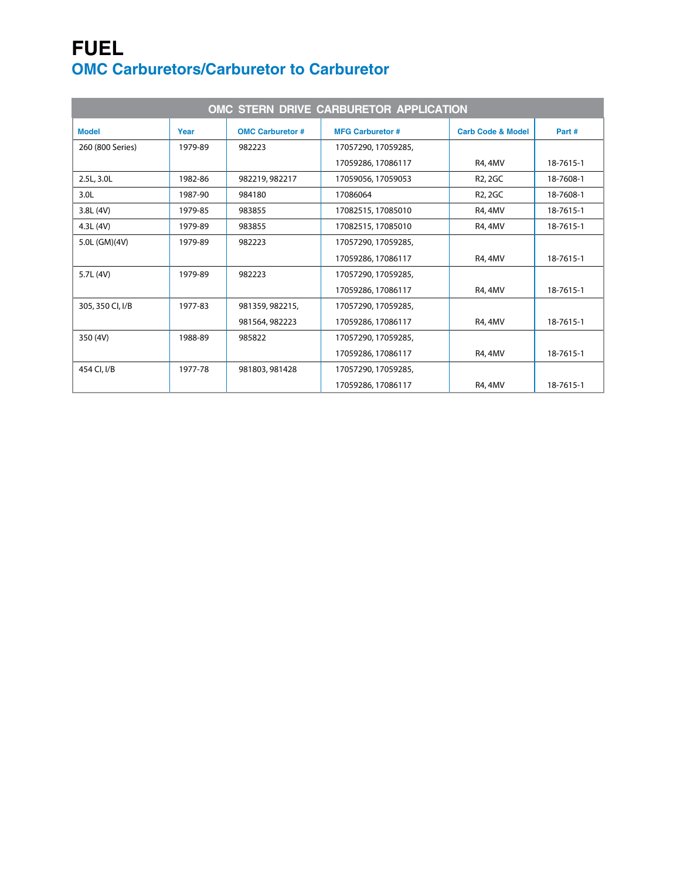# FUEL

## OMC Carburetors/Carburetor to Carburetor

| OMC STERN DRIVE CARBURETOR APPLICATION | | | | | |
|---|---|---|---|---|---|
| **Model** | **Year** | **OMC Carburetor #** | **MFG Carburetor #** | **Carb Code & Model** | **Part #** |
| 260 (800 Series) | 1979-89 | 982223 | 17057290, 17059285, 17059286, 17086117 | R4, 4MV | 18-7615-1 |
| 2.5L, 3.0L | 1982-86 | 982219, 982217 | 17059056, 17059053 | R2, 2GC | 18-7608-1 |
| 3.0L | 1987-90 | 984180 | 17086064 | R2, 2GC | 18-7608-1 |
| 3.8L (4V) | 1979-85 | 983855 | 17082515, 17085010 | R4, 4MV | 18-7615-1 |
| 4.3L (4V) | 1979-89 | 983855 | 17082515, 17085010 | R4, 4MV | 18-7615-1 |
| 5.0L (GM)(4V) | 1979-89 | 982223 | 17057290, 17059285, 17059286, 17086117 | R4, 4MV | 18-7615-1 |
| 5.7L (4V) | 1979-89 | 982223 | 17057290, 17059285, 17059286, 17086117 | R4, 4MV | 18-7615-1 |
| 305, 350 CI, I/B | 1977-83 | 981359, 982215, 981564, 982223 | 17057290, 17059285, 17059286, 17086117 | R4, 4MV | 18-7615-1 |
| 350 (4V) | 1988-89 | 985822 | 17057290, 17059285, 17059286, 17086117 | R4, 4MV | 18-7615-1 |
| 454 CI, I/B | 1977-78 | 981803, 981428 | 17057290, 17059285, 17059286, 17086117 | R4, 4MV | 18-7615-1 |